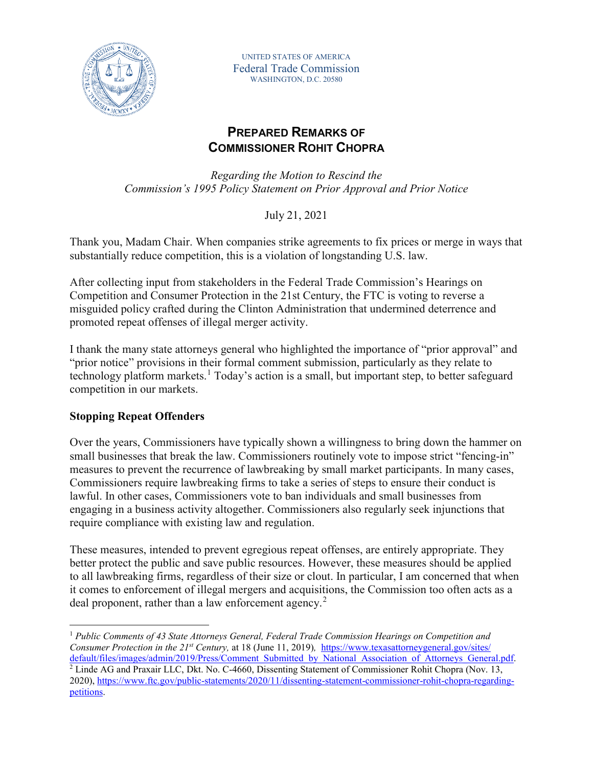UNITED STATES OF AMERICA
Federal Trade Commission
WASHINGTON, D.C. 20580

# PREPARED REMARKS OF COMMISSIONER ROHIT CHOPRA

*Regarding the Motion to Rescind the Commission's 1995 Policy Statement on Prior Approval and Prior Notice*

July 21, 2021

Thank you, Madam Chair. When companies strike agreements to fix prices or merge in ways that substantially reduce competition, this is a violation of longstanding U.S. law.

After collecting input from stakeholders in the Federal Trade Commission's Hearings on Competition and Consumer Protection in the 21st Century, the FTC is voting to reverse a misguided policy crafted during the Clinton Administration that undermined deterrence and promoted repeat offenses of illegal merger activity.

I thank the many state attorneys general who highlighted the importance of "prior approval" and "prior notice" provisions in their formal comment submission, particularly as they relate to technology platform markets.[1] Today's action is a small, but important step, to better safeguard competition in our markets.

## Stopping Repeat Offenders

Over the years, Commissioners have typically shown a willingness to bring down the hammer on small businesses that break the law. Commissioners routinely vote to impose strict "fencing-in" measures to prevent the recurrence of lawbreaking by small market participants. In many cases, Commissioners require lawbreaking firms to take a series of steps to ensure their conduct is lawful. In other cases, Commissioners vote to ban individuals and small businesses from engaging in a business activity altogether. Commissioners also regularly seek injunctions that require compliance with existing law and regulation.

These measures, intended to prevent egregious repeat offenses, are entirely appropriate. They better protect the public and save public resources. However, these measures should be applied to all lawbreaking firms, regardless of their size or clout. In particular, I am concerned that when it comes to enforcement of illegal mergers and acquisitions, the Commission too often acts as a deal proponent, rather than a law enforcement agency.[2]

---

[1] *Public Comments of 43 State Attorneys General, Federal Trade Commission Hearings on Competition and Consumer Protection in the 21st Century,* at 18 (June 11, 2019), https://www.texasattorneygeneral.gov/sites/default/files/images/admin/2019/Press/Comment_Submitted_by_National_Association_of_Attorneys_General.pdf.

[2] Linde AG and Praxair LLC, Dkt. No. C-4660, Dissenting Statement of Commissioner Rohit Chopra (Nov. 13, 2020), https://www.ftc.gov/public-statements/2020/11/dissenting-statement-commissioner-rohit-chopra-regarding-petitions.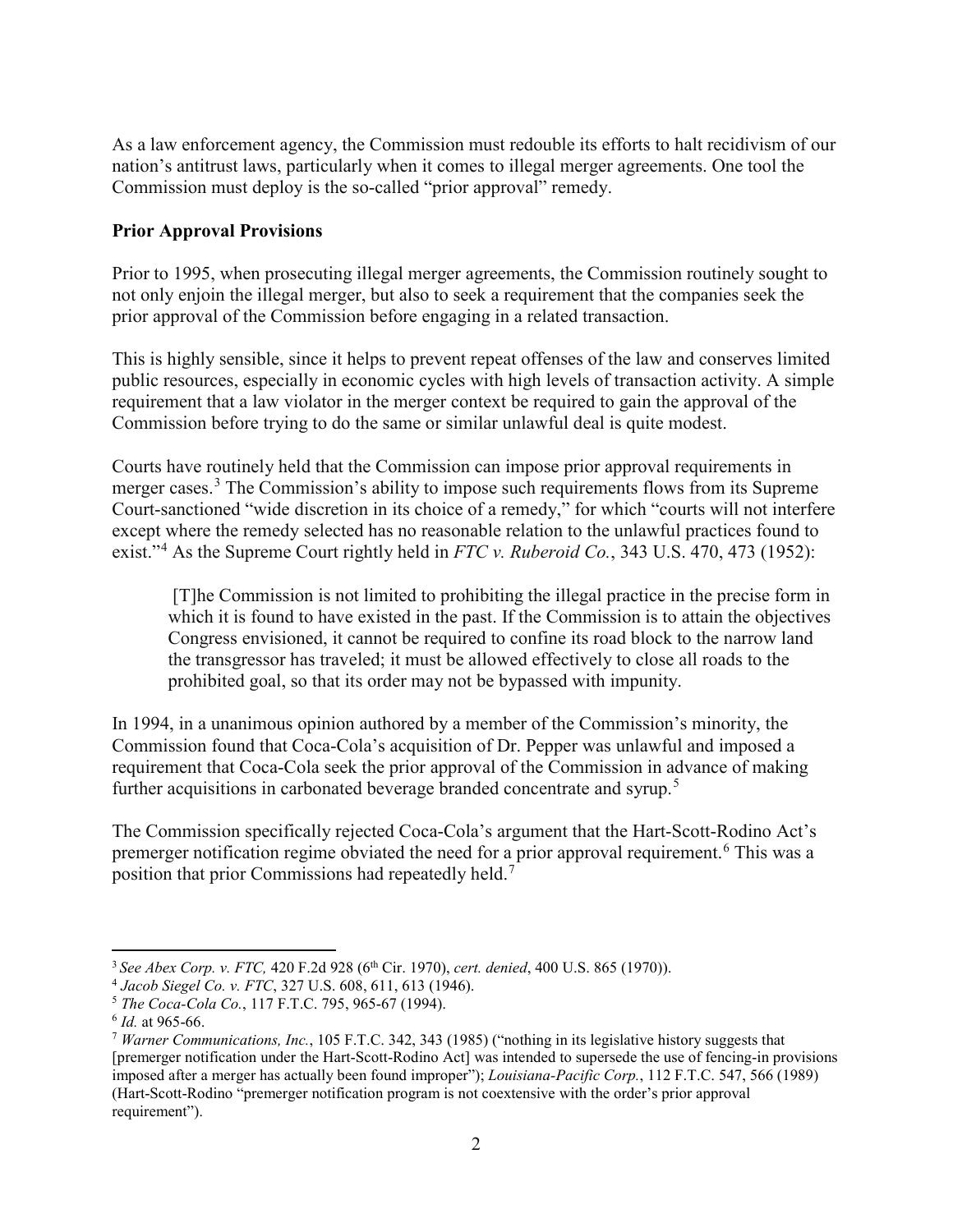As a law enforcement agency, the Commission must redouble its efforts to halt recidivism of our nation's antitrust laws, particularly when it comes to illegal merger agreements. One tool the Commission must deploy is the so-called "prior approval" remedy.

**Prior Approval Provisions**

Prior to 1995, when prosecuting illegal merger agreements, the Commission routinely sought to not only enjoin the illegal merger, but also to seek a requirement that the companies seek the prior approval of the Commission before engaging in a related transaction.

This is highly sensible, since it helps to prevent repeat offenses of the law and conserves limited public resources, especially in economic cycles with high levels of transaction activity. A simple requirement that a law violator in the merger context be required to gain the approval of the Commission before trying to do the same or similar unlawful deal is quite modest.

Courts have routinely held that the Commission can impose prior approval requirements in merger cases.[3] The Commission's ability to impose such requirements flows from its Supreme Court-sanctioned "wide discretion in its choice of a remedy," for which "courts will not interfere except where the remedy selected has no reasonable relation to the unlawful practices found to exist."[4] As the Supreme Court rightly held in *FTC v. Ruberoid Co.*, 343 U.S. 470, 473 (1952):

> [T]he Commission is not limited to prohibiting the illegal practice in the precise form in which it is found to have existed in the past. If the Commission is to attain the objectives Congress envisioned, it cannot be required to confine its road block to the narrow land the transgressor has traveled; it must be allowed effectively to close all roads to the prohibited goal, so that its order may not be bypassed with impunity.

In 1994, in a unanimous opinion authored by a member of the Commission's minority, the Commission found that Coca-Cola's acquisition of Dr. Pepper was unlawful and imposed a requirement that Coca-Cola seek the prior approval of the Commission in advance of making further acquisitions in carbonated beverage branded concentrate and syrup.[5]

The Commission specifically rejected Coca-Cola's argument that the Hart-Scott-Rodino Act's premerger notification regime obviated the need for a prior approval requirement.[6] This was a position that prior Commissions had repeatedly held.[7]

---

[3] *See Abex Corp. v. FTC,* 420 F.2d 928 (6th Cir. 1970), *cert. denied*, 400 U.S. 865 (1970)).

[4] *Jacob Siegel Co. v. FTC*, 327 U.S. 608, 611, 613 (1946).

[5] *The Coca-Cola Co.*, 117 F.T.C. 795, 965-67 (1994).

[6] *Id.* at 965-66.

[7] *Warner Communications, Inc.*, 105 F.T.C. 342, 343 (1985) ("nothing in its legislative history suggests that [premerger notification under the Hart-Scott-Rodino Act] was intended to supersede the use of fencing-in provisions imposed after a merger has actually been found improper"); *Louisiana-Pacific Corp.*, 112 F.T.C. 547, 566 (1989) (Hart-Scott-Rodino "premerger notification program is not coextensive with the order's prior approval requirement").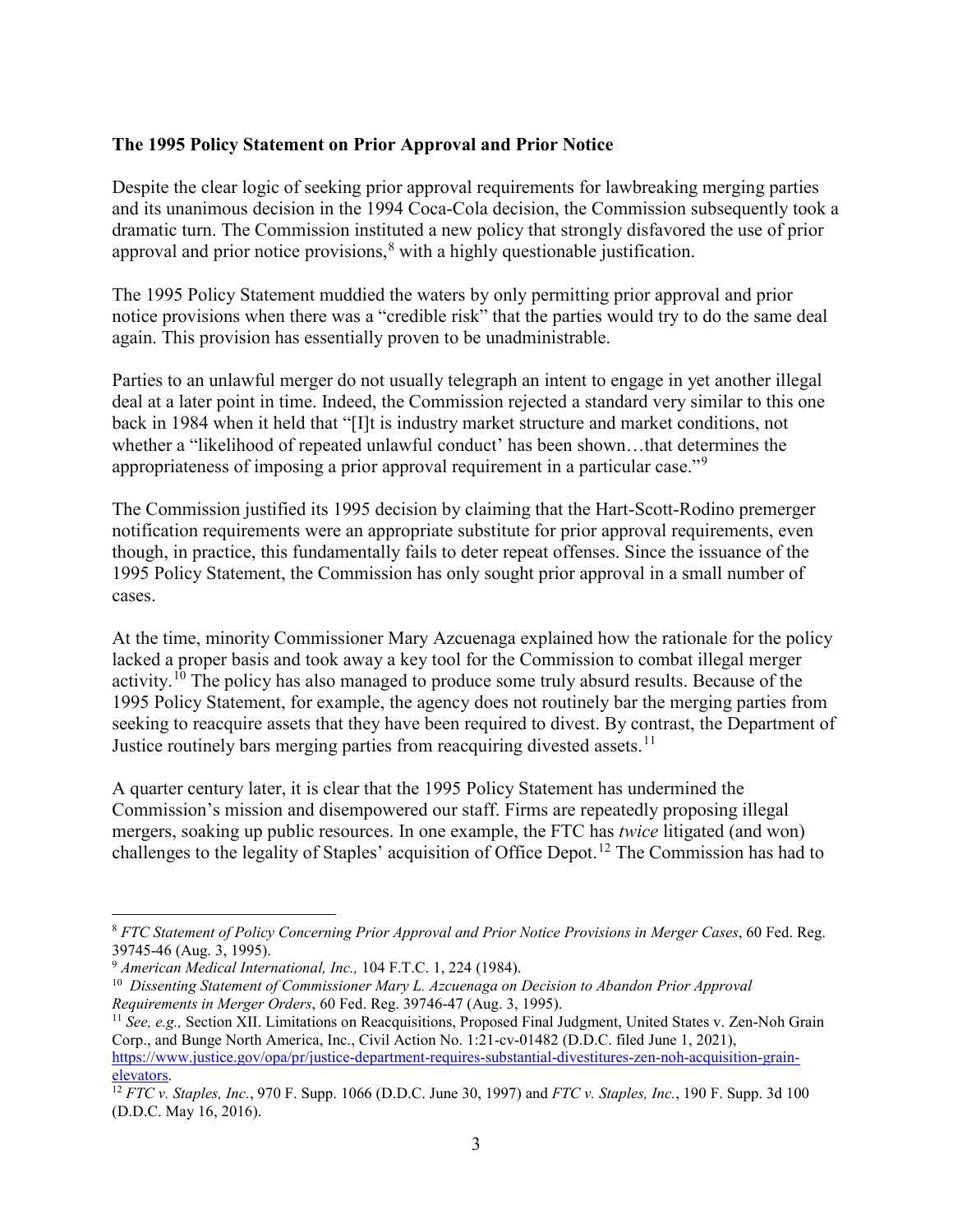**The 1995 Policy Statement on Prior Approval and Prior Notice**

Despite the clear logic of seeking prior approval requirements for lawbreaking merging parties and its unanimous decision in the 1994 Coca-Cola decision, the Commission subsequently took a dramatic turn. The Commission instituted a new policy that strongly disfavored the use of prior approval and prior notice provisions,[8] with a highly questionable justification.

The 1995 Policy Statement muddied the waters by only permitting prior approval and prior notice provisions when there was a "credible risk" that the parties would try to do the same deal again. This provision has essentially proven to be unadministrable.

Parties to an unlawful merger do not usually telegraph an intent to engage in yet another illegal deal at a later point in time. Indeed, the Commission rejected a standard very similar to this one back in 1984 when it held that "[I]t is industry market structure and market conditions, not whether a "likelihood of repeated unlawful conduct' has been shown…that determines the appropriateness of imposing a prior approval requirement in a particular case."[9]

The Commission justified its 1995 decision by claiming that the Hart-Scott-Rodino premerger notification requirements were an appropriate substitute for prior approval requirements, even though, in practice, this fundamentally fails to deter repeat offenses. Since the issuance of the 1995 Policy Statement, the Commission has only sought prior approval in a small number of cases.

At the time, minority Commissioner Mary Azcuenaga explained how the rationale for the policy lacked a proper basis and took away a key tool for the Commission to combat illegal merger activity.[10] The policy has also managed to produce some truly absurd results. Because of the 1995 Policy Statement, for example, the agency does not routinely bar the merging parties from seeking to reacquire assets that they have been required to divest. By contrast, the Department of Justice routinely bars merging parties from reacquiring divested assets.[11]

A quarter century later, it is clear that the 1995 Policy Statement has undermined the Commission's mission and disempowered our staff. Firms are repeatedly proposing illegal mergers, soaking up public resources. In one example, the FTC has *twice* litigated (and won) challenges to the legality of Staples' acquisition of Office Depot.[12] The Commission has had to

---

[8] *FTC Statement of Policy Concerning Prior Approval and Prior Notice Provisions in Merger Cases*, 60 Fed. Reg. 39745-46 (Aug. 3, 1995).

[9] *American Medical International, Inc.,* 104 F.T.C. 1, 224 (1984).

[10] *Dissenting Statement of Commissioner Mary L. Azcuenaga on Decision to Abandon Prior Approval Requirements in Merger Orders*, 60 Fed. Reg. 39746-47 (Aug. 3, 1995).

[11] *See, e.g.,* Section XII. Limitations on Reacquisitions, Proposed Final Judgment, United States v. Zen-Noh Grain Corp., and Bunge North America, Inc., Civil Action No. 1:21-cv-01482 (D.D.C. filed June 1, 2021), https://www.justice.gov/opa/pr/justice-department-requires-substantial-divestitures-zen-noh-acquisition-grain-elevators.

[12] *FTC v. Staples, Inc.*, 970 F. Supp. 1066 (D.D.C. June 30, 1997) and *FTC v. Staples, Inc.*, 190 F. Supp. 3d 100 (D.D.C. May 16, 2016).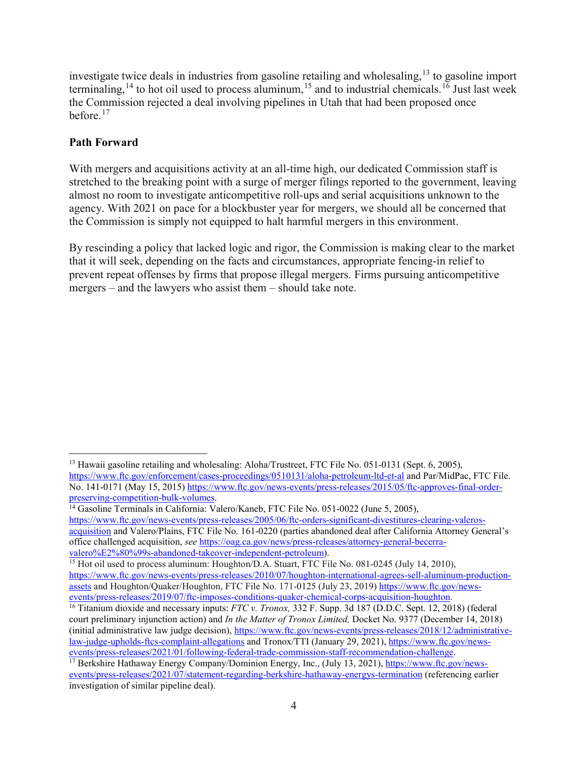investigate twice deals in industries from gasoline retailing and wholesaling,[13] to gasoline import terminaling,[14] to hot oil used to process aluminum,[15] and to industrial chemicals.[16] Just last week the Commission rejected a deal involving pipelines in Utah that had been proposed once before.[17]

**Path Forward**

With mergers and acquisitions activity at an all-time high, our dedicated Commission staff is stretched to the breaking point with a surge of merger filings reported to the government, leaving almost no room to investigate anticompetitive roll-ups and serial acquisitions unknown to the agency. With 2021 on pace for a blockbuster year for mergers, we should all be concerned that the Commission is simply not equipped to halt harmful mergers in this environment.

By rescinding a policy that lacked logic and rigor, the Commission is making clear to the market that it will seek, depending on the facts and circumstances, appropriate fencing-in relief to prevent repeat offenses by firms that propose illegal mergers. Firms pursuing anticompetitive mergers – and the lawyers who assist them – should take note.

---

[13] Hawaii gasoline retailing and wholesaling: Aloha/Trustreet, FTC File No. 051-0131 (Sept. 6, 2005), https://www.ftc.gov/enforcement/cases-proceedings/0510131/aloha-petroleum-ltd-et-al and Par/MidPac, FTC File. No. 141-0171 (May 15, 2015) https://www.ftc.gov/news-events/press-releases/2015/05/ftc-approves-final-order-preserving-competition-bulk-volumes.

[14] Gasoline Terminals in California: Valero/Kaneb, FTC File No. 051-0022 (June 5, 2005), https://www.ftc.gov/news-events/press-releases/2005/06/ftc-orders-significant-divestitures-clearing-valeros-acquisition and Valero/Plains, FTC File No. 161-0220 (parties abandoned deal after California Attorney General's office challenged acquisition, *see* https://oag.ca.gov/news/press-releases/attorney-general-becerra-valero%E2%80%99s-abandoned-takeover-independent-petroleum).

[15] Hot oil used to process aluminum: Houghton/D.A. Stuart, FTC File No. 081-0245 (July 14, 2010), https://www.ftc.gov/news-events/press-releases/2010/07/houghton-international-agrees-sell-aluminum-production-assets and Houghton/Quaker/Houghton, FTC File No. 171-0125 (July 23, 2019) https://www.ftc.gov/news-events/press-releases/2019/07/ftc-imposes-conditions-quaker-chemical-corps-acquisition-houghton.

[16] Titanium dioxide and necessary inputs: *FTC v. Tronox,* 332 F. Supp. 3d 187 (D.D.C. Sept. 12, 2018) (federal court preliminary injunction action) and *In the Matter of Tronox Limited,* Docket No. 9377 (December 14, 2018) (initial administrative law judge decision), https://www.ftc.gov/news-events/press-releases/2018/12/administrative-law-judge-upholds-ftcs-complaint-allegations and Tronox/TTI (January 29, 2021), https://www.ftc.gov/news-events/press-releases/2021/01/following-federal-trade-commission-staff-recommendation-challenge.

[17] Berkshire Hathaway Energy Company/Dominion Energy, Inc., (July 13, 2021), https://www.ftc.gov/news-events/press-releases/2021/07/statement-regarding-berkshire-hathaway-energys-termination (referencing earlier investigation of similar pipeline deal).